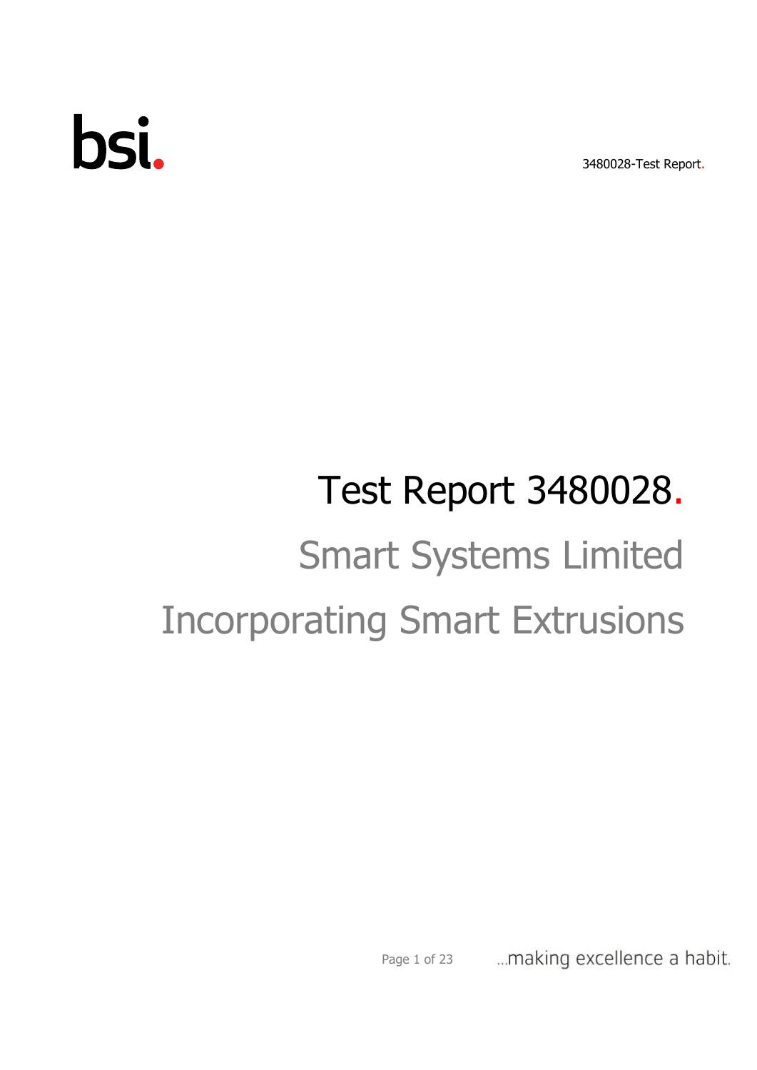# Test Report 3480028.

## Smart Systems Limited

## Incorporating Smart Extrusions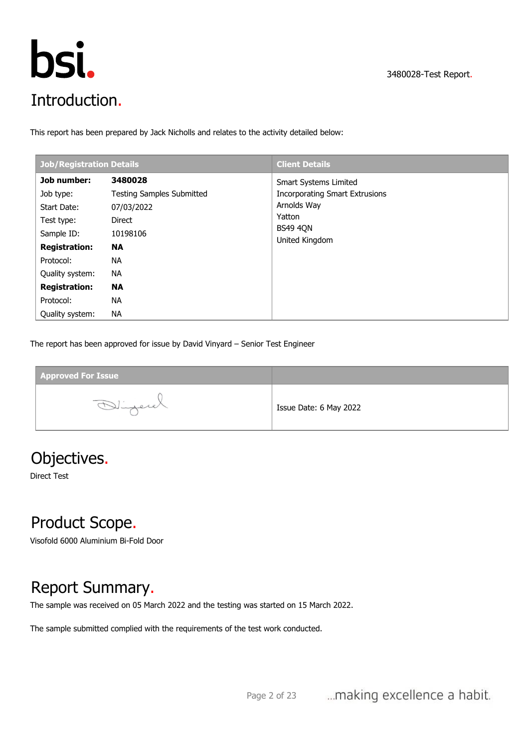# Introduction.

This report has been prepared by Jack Nicholls and relates to the activity detailed below:

| Job/Registration Details | | Client Details |
|---|---|---|
| **Job number:** | **3480028** | Smart Systems Limited<br>Incorporating Smart Extrusions<br>Arnolds Way<br>Yatton<br>BS49 4QN<br>United Kingdom |
| Job type: | Testing Samples Submitted | |
| Start Date: | 07/03/2022 | |
| Test type: | Direct | |
| Sample ID: | 10198106 | |
| **Registration:** | **NA** | |
| Protocol: | NA | |
| Quality system: | NA | |
| **Registration:** | **NA** | |
| Protocol: | NA | |
| Quality system: | NA | |

The report has been approved for issue by David Vinyard – Senior Test Engineer

| Approved For Issue | |
|---|---|
| | Issue Date: 6 May 2022 |

# Objectives.

Direct Test

# Product Scope.

Visofold 6000 Aluminium Bi-Fold Door

# Report Summary.

The sample was received on 05 March 2022 and the testing was started on 15 March 2022.

The sample submitted complied with the requirements of the test work conducted.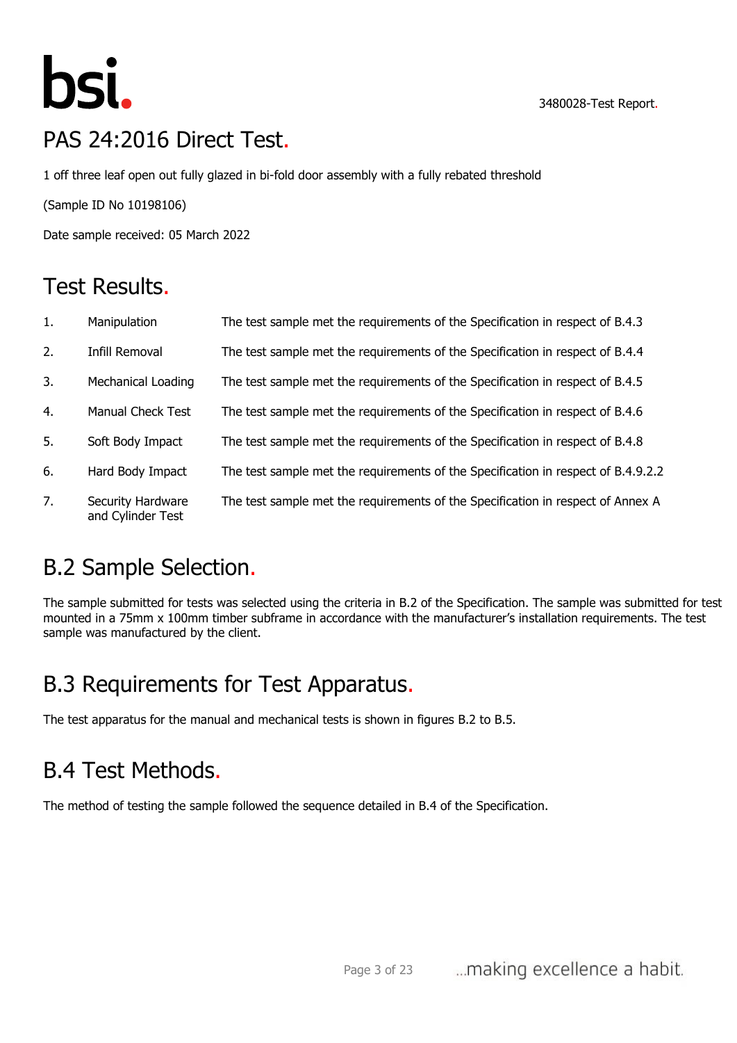# PAS 24:2016 Direct Test.

1 off three leaf open out fully glazed in bi-fold door assembly with a fully rebated threshold

(Sample ID No 10198106)

Date sample received: 05 March 2022

## Test Results.

| | | |
|---|---|---|
| 1. | Manipulation | The test sample met the requirements of the Specification in respect of B.4.3 |
| 2. | Infill Removal | The test sample met the requirements of the Specification in respect of B.4.4 |
| 3. | Mechanical Loading | The test sample met the requirements of the Specification in respect of B.4.5 |
| 4. | Manual Check Test | The test sample met the requirements of the Specification in respect of B.4.6 |
| 5. | Soft Body Impact | The test sample met the requirements of the Specification in respect of B.4.8 |
| 6. | Hard Body Impact | The test sample met the requirements of the Specification in respect of B.4.9.2.2 |
| 7. | Security Hardware and Cylinder Test | The test sample met the requirements of the Specification in respect of Annex A |

## B.2 Sample Selection.

The sample submitted for tests was selected using the criteria in B.2 of the Specification. The sample was submitted for test mounted in a 75mm x 100mm timber subframe in accordance with the manufacturer's installation requirements. The test sample was manufactured by the client.

## B.3 Requirements for Test Apparatus.

The test apparatus for the manual and mechanical tests is shown in figures B.2 to B.5.

## B.4 Test Methods.

The method of testing the sample followed the sequence detailed in B.4 of the Specification.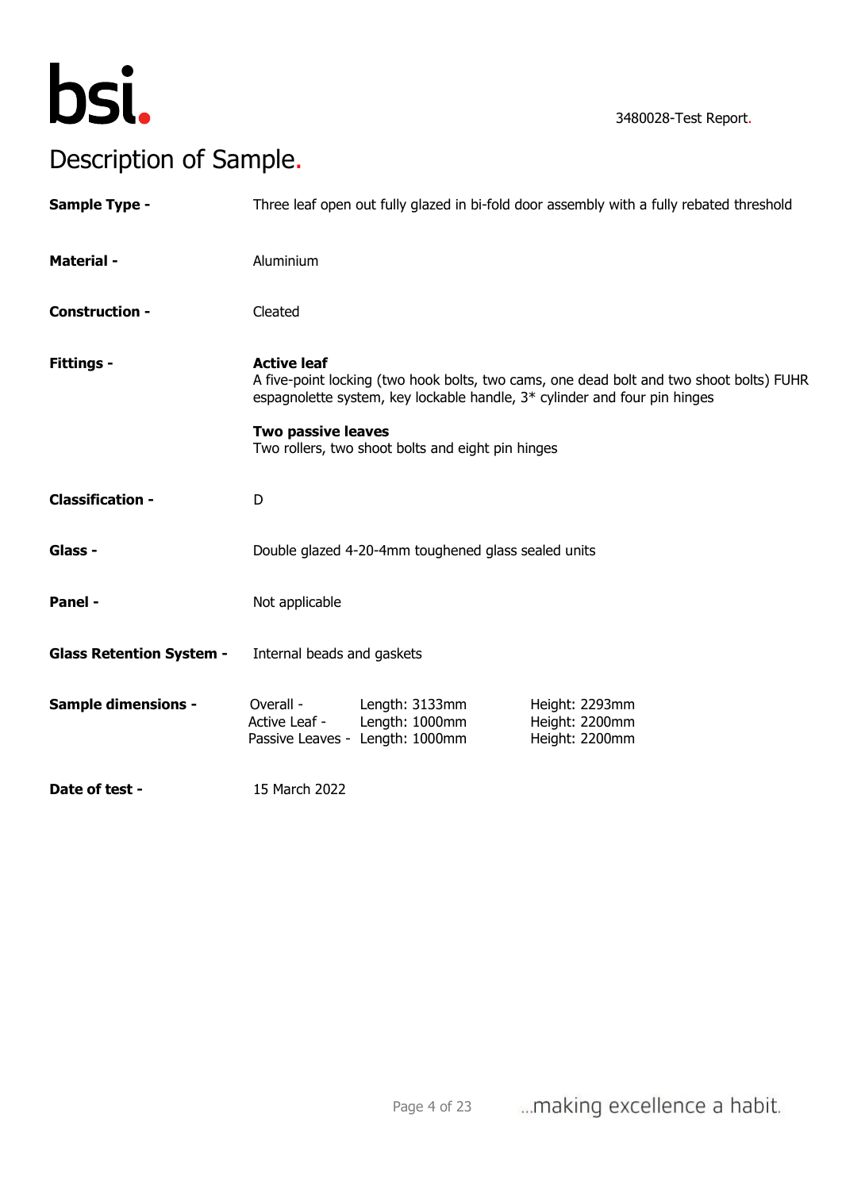# Description of Sample.

| | |
|---|---|
| **Sample Type -** | Three leaf open out fully glazed in bi-fold door assembly with a fully rebated threshold |
| **Material -** | Aluminium |
| **Construction -** | Cleated |
| **Fittings -** | **Active leaf**<br>A five-point locking (two hook bolts, two cams, one dead bolt and two shoot bolts) FUHR espagnolette system, key lockable handle, 3* cylinder and four pin hinges<br><br>**Two passive leaves**<br>Two rollers, two shoot bolts and eight pin hinges |
| **Classification -** | D |
| **Glass -** | Double glazed 4-20-4mm toughened glass sealed units |
| **Panel -** | Not applicable |
| **Glass Retention System -** | Internal beads and gaskets |
| **Sample dimensions -** | Overall - Length: 3133mm Height: 2293mm<br>Active Leaf - Length: 1000mm Height: 2200mm<br>Passive Leaves - Length: 1000mm Height: 2200mm |
| **Date of test -** | 15 March 2022 |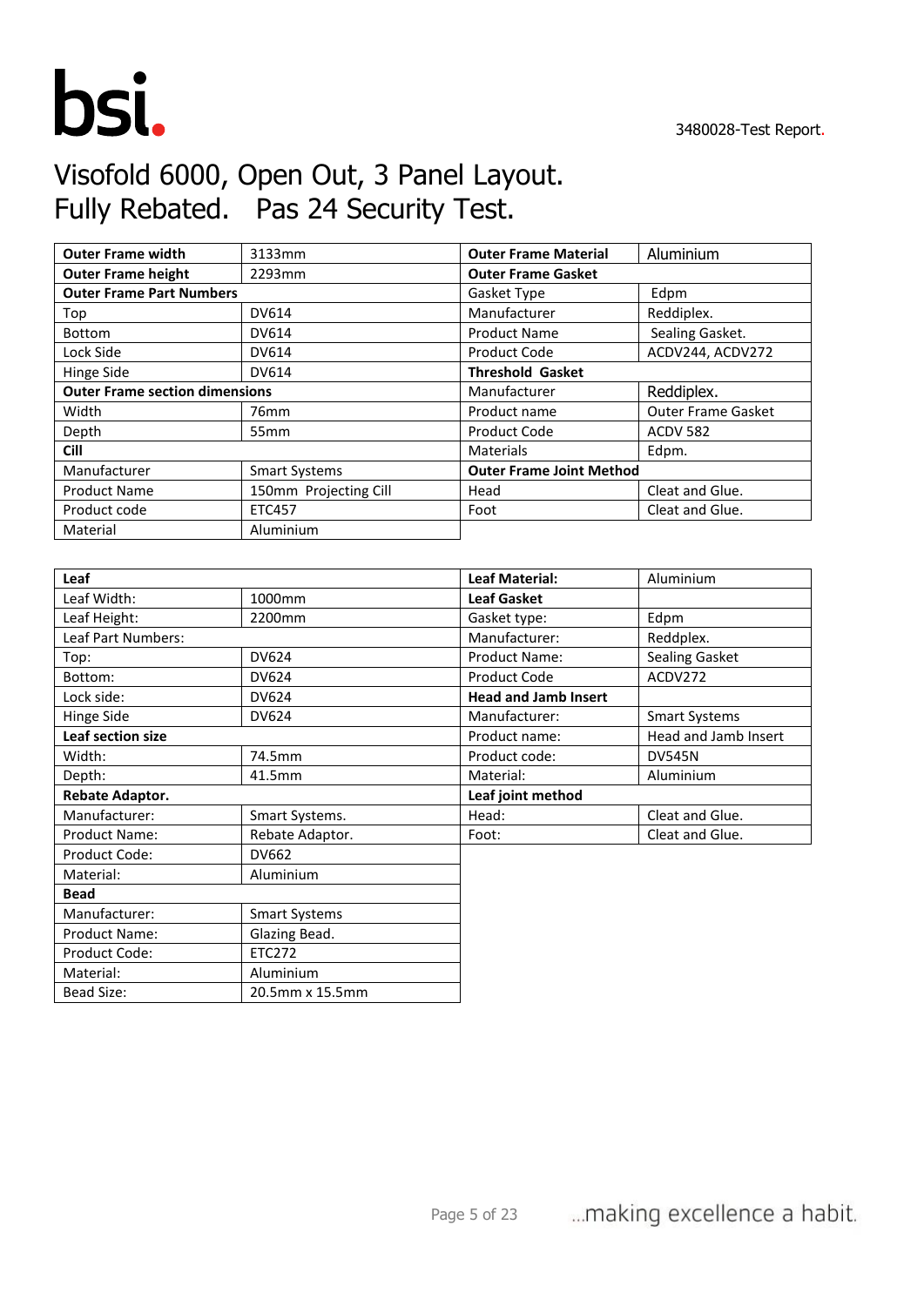# Visofold 6000, Open Out, 3 Panel Layout.
# Fully Rebated. Pas 24 Security Test.

| **Outer Frame width** | 3133mm | **Outer Frame Material** | Aluminium |
|---|---|---|---|
| **Outer Frame height** | 2293mm | **Outer Frame Gasket** | |
| **Outer Frame Part Numbers** | | Gasket Type | Edpm |
| Top | DV614 | Manufacturer | Reddiplex. |
| Bottom | DV614 | Product Name | Sealing Gasket. |
| Lock Side | DV614 | Product Code | ACDV244, ACDV272 |
| Hinge Side | DV614 | **Threshold Gasket** | |
| **Outer Frame section dimensions** | | Manufacturer | Reddiplex. |
| Width | 76mm | Product name | Outer Frame Gasket |
| Depth | 55mm | Product Code | ACDV 582 |
| **Cill** | | Materials | Edpm. |
| Manufacturer | Smart Systems | **Outer Frame Joint Method** | |
| Product Name | 150mm Projecting Cill | Head | Cleat and Glue. |
| Product code | ETC457 | Foot | Cleat and Glue. |
| Material | Aluminium | | |

| **Leaf** | | **Leaf Material:** | Aluminium |
|---|---|---|---|
| Leaf Width: | 1000mm | **Leaf Gasket** | |
| Leaf Height: | 2200mm | Gasket type: | Edpm |
| Leaf Part Numbers: | | Manufacturer: | Reddplex. |
| Top: | DV624 | Product Name: | Sealing Gasket |
| Bottom: | DV624 | Product Code | ACDV272 |
| Lock side: | DV624 | **Head and Jamb Insert** | |
| Hinge Side | DV624 | Manufacturer: | Smart Systems |
| **Leaf section size** | | Product name: | Head and Jamb Insert |
| Width: | 74.5mm | Product code: | DV545N |
| Depth: | 41.5mm | Material: | Aluminium |
| **Rebate Adaptor.** | | **Leaf joint method** | |
| Manufacturer: | Smart Systems. | Head: | Cleat and Glue. |
| Product Name: | Rebate Adaptor. | Foot: | Cleat and Glue. |
| Product Code: | DV662 | | |
| Material: | Aluminium | | |
| **Bead** | | | |
| Manufacturer: | Smart Systems | | |
| Product Name: | Glazing Bead. | | |
| Product Code: | ETC272 | | |
| Material: | Aluminium | | |
| Bead Size: | 20.5mm x 15.5mm | | |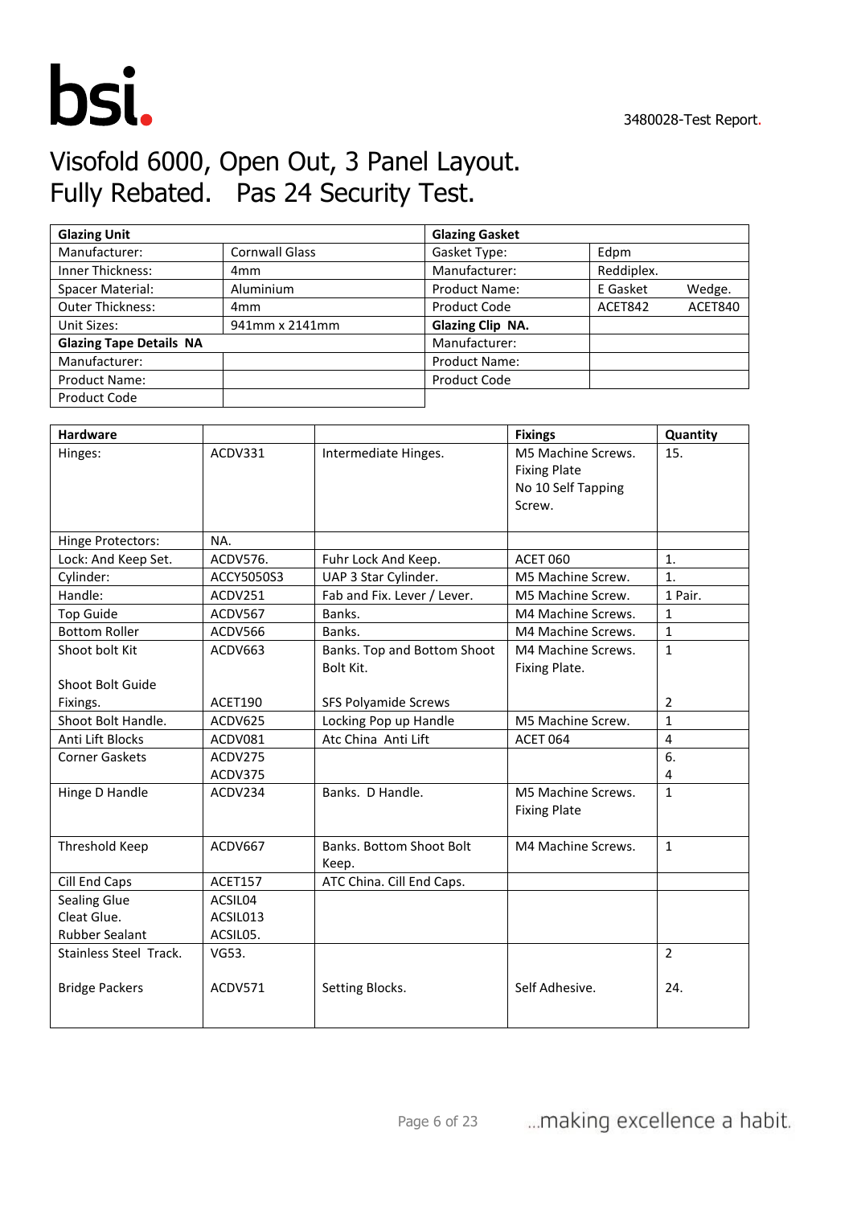# Visofold 6000, Open Out, 3 Panel Layout.
# Fully Rebated. Pas 24 Security Test.

| **Glazing Unit** | | **Glazing Gasket** | | |
|---|---|---|---|---|
| Manufacturer: | Cornwall Glass | Gasket Type: | Edpm | |
| Inner Thickness: | 4mm | Manufacturer: | Reddiplex. | |
| Spacer Material: | Aluminium | Product Name: | E Gasket | Wedge. |
| Outer Thickness: | 4mm | Product Code | ACET842 | ACET840 |
| Unit Sizes: | 941mm x 2141mm | **Glazing Clip NA.** | | |
| **Glazing Tape Details NA** | | Manufacturer: | | |
| Manufacturer: | | Product Name: | | |
| Product Name: | | Product Code | | |
| Product Code | | | | |

| **Hardware** | | | **Fixings** | **Quantity** |
|---|---|---|---|---|
| Hinges: | ACDV331 | Intermediate Hinges. | M5 Machine Screws. Fixing Plate No 10 Self Tapping Screw. | 15. |
| Hinge Protectors: | NA. | | | |
| Lock: And Keep Set. | ACDV576. | Fuhr Lock And Keep. | ACET 060 | 1. |
| Cylinder: | ACCY5050S3 | UAP 3 Star Cylinder. | M5 Machine Screw. | 1. |
| Handle: | ACDV251 | Fab and Fix. Lever / Lever. | M5 Machine Screw. | 1 Pair. |
| Top Guide | ACDV567 | Banks. | M4 Machine Screws. | 1 |
| Bottom Roller | ACDV566 | Banks. | M4 Machine Screws. | 1 |
| Shoot bolt Kit<br><br>Shoot Bolt Guide Fixings. | ACDV663<br><br>ACET190 | Banks. Top and Bottom Shoot Bolt Kit.<br><br>SFS Polyamide Screws | M4 Machine Screws. Fixing Plate. | 1<br><br>2 |
| Shoot Bolt Handle. | ACDV625 | Locking Pop up Handle | M5 Machine Screw. | 1 |
| Anti Lift Blocks | ACDV081 | Atc China Anti Lift | ACET 064 | 4 |
| Corner Gaskets | ACDV275<br>ACDV375 | | | 6.<br>4 |
| Hinge D Handle | ACDV234 | Banks. D Handle. | M5 Machine Screws. Fixing Plate | 1 |
| Threshold Keep | ACDV667 | Banks. Bottom Shoot Bolt Keep. | M4 Machine Screws. | 1 |
| Cill End Caps | ACET157 | ATC China. Cill End Caps. | | |
| Sealing Glue<br>Cleat Glue.<br>Rubber Sealant | ACSIL04<br>ACSIL013<br>ACSIL05. | | | |
| Stainless Steel Track.<br><br>Bridge Packers | VG53.<br><br>ACDV571 | <br><br>Setting Blocks. | <br><br>Self Adhesive. | 2<br><br>24. |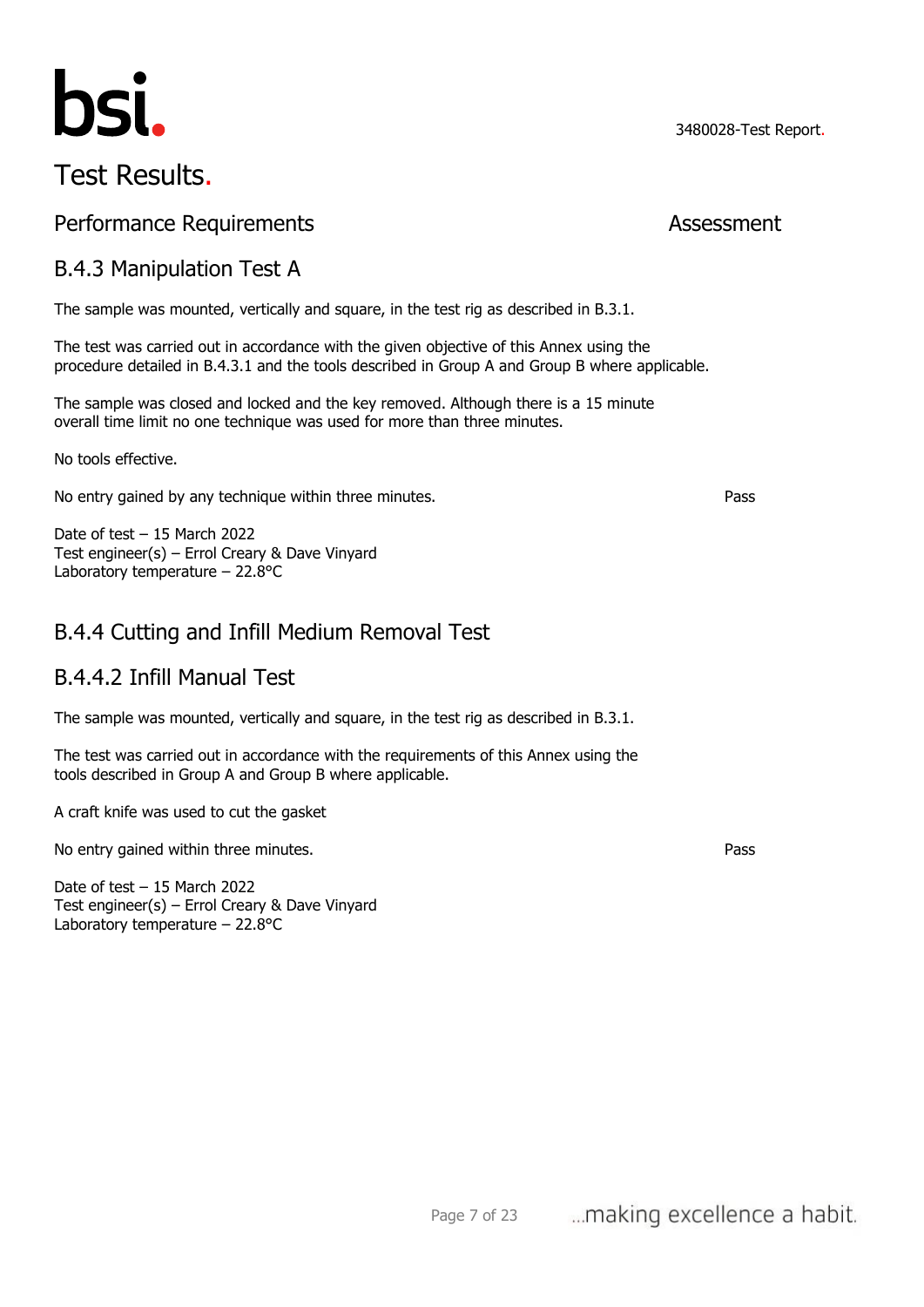# Test Results.

## Performance Requirements — Assessment

### B.4.3 Manipulation Test A

The sample was mounted, vertically and square, in the test rig as described in B.3.1.

The test was carried out in accordance with the given objective of this Annex using the procedure detailed in B.4.3.1 and the tools described in Group A and Group B where applicable.

The sample was closed and locked and the key removed. Although there is a 15 minute overall time limit no one technique was used for more than three minutes.

No tools effective.

No entry gained by any technique within three minutes. — **Pass**

Date of test – 15 March 2022
Test engineer(s) – Errol Creary & Dave Vinyard
Laboratory temperature – 22.8°C

### B.4.4 Cutting and Infill Medium Removal Test

### B.4.4.2 Infill Manual Test

The sample was mounted, vertically and square, in the test rig as described in B.3.1.

The test was carried out in accordance with the requirements of this Annex using the tools described in Group A and Group B where applicable.

A craft knife was used to cut the gasket

No entry gained within three minutes. — **Pass**

Date of test – 15 March 2022
Test engineer(s) – Errol Creary & Dave Vinyard
Laboratory temperature – 22.8°C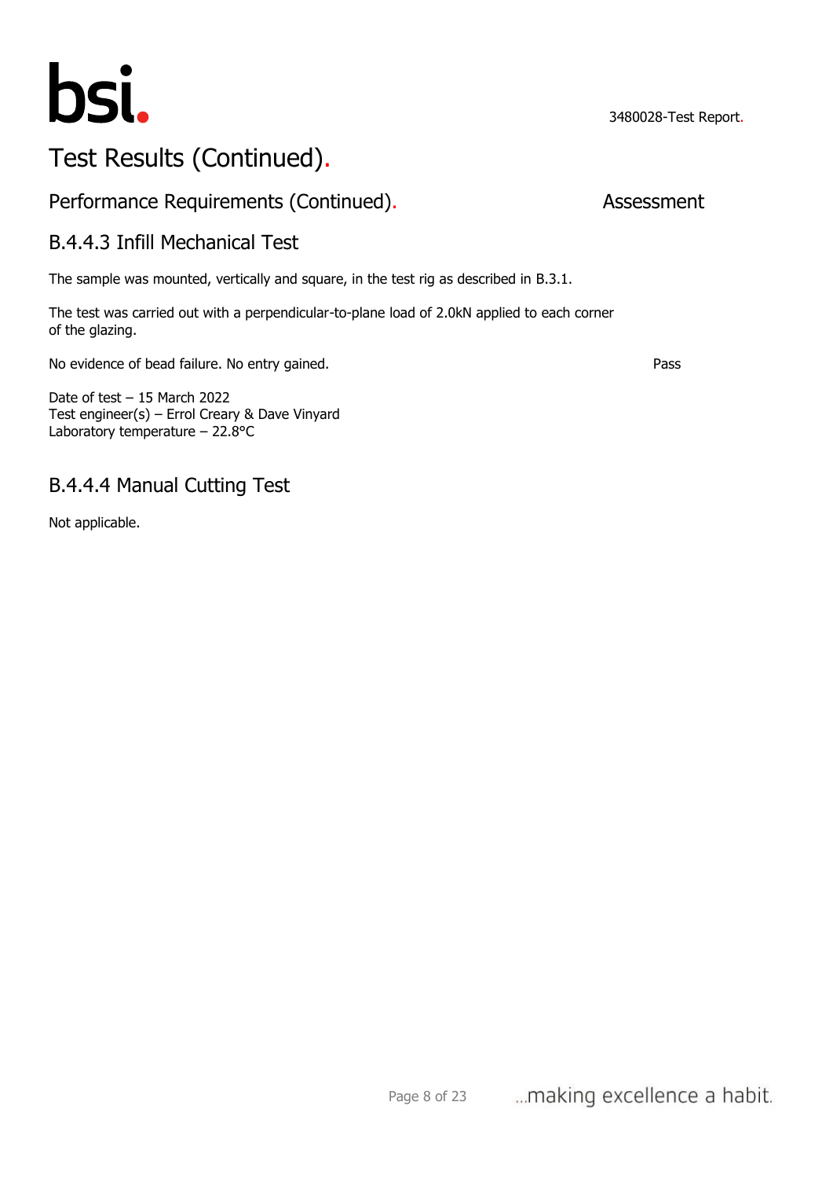# Test Results (Continued).

## Performance Requirements (Continued).

Assessment

### B.4.4.3 Infill Mechanical Test

The sample was mounted, vertically and square, in the test rig as described in B.3.1.

The test was carried out with a perpendicular-to-plane load of 2.0kN applied to each corner of the glazing.

No evidence of bead failure. No entry gained. — Pass

Date of test – 15 March 2022
Test engineer(s) – Errol Creary & Dave Vinyard
Laboratory temperature – 22.8°C

### B.4.4.4 Manual Cutting Test

Not applicable.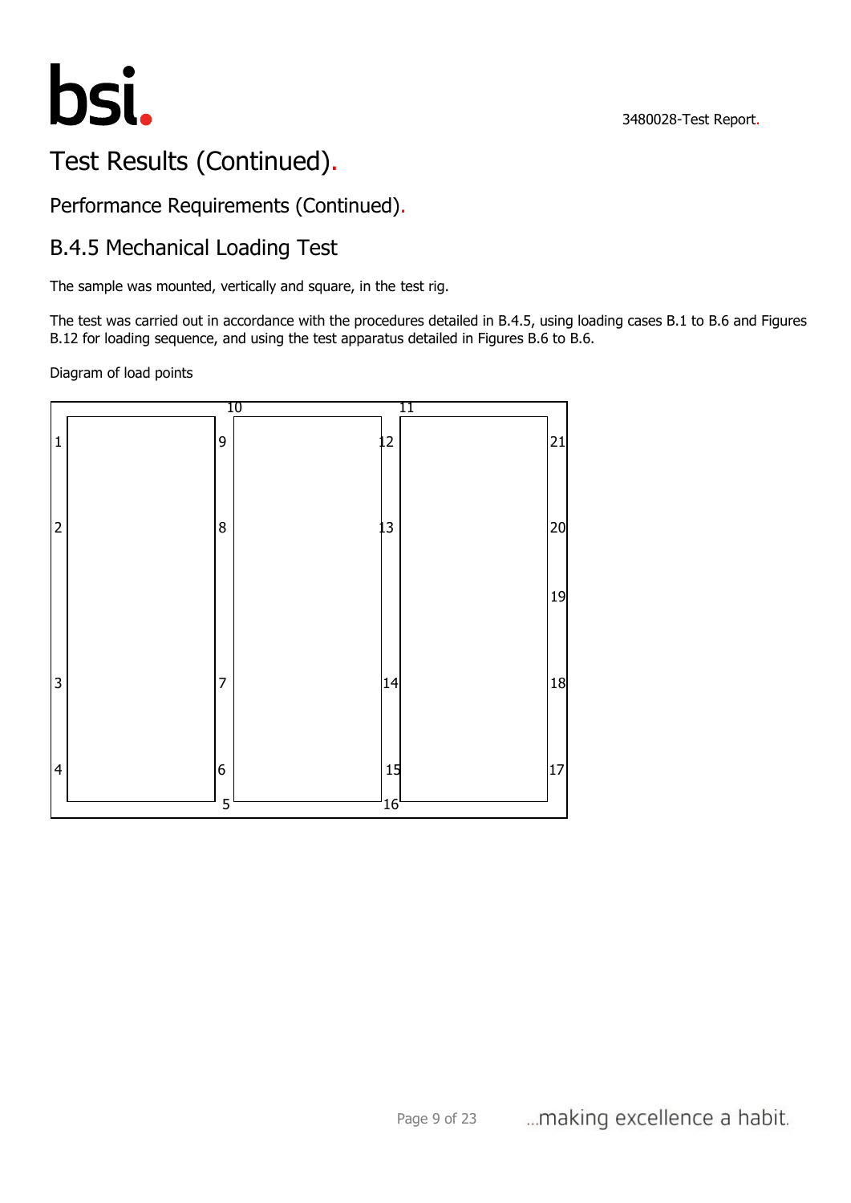# Test Results (Continued).

## Performance Requirements (Continued).

## B.4.5 Mechanical Loading Test

The sample was mounted, vertically and square, in the test rig.

The test was carried out in accordance with the procedures detailed in B.4.5, using loading cases B.1 to B.6 and Figures B.12 for loading sequence, and using the test apparatus detailed in Figures B.6 to B.6.

Diagram of load points

10 11

1 9 12 21

2 8 13 20

19

3 7 14 18

4 6 15 17

5 16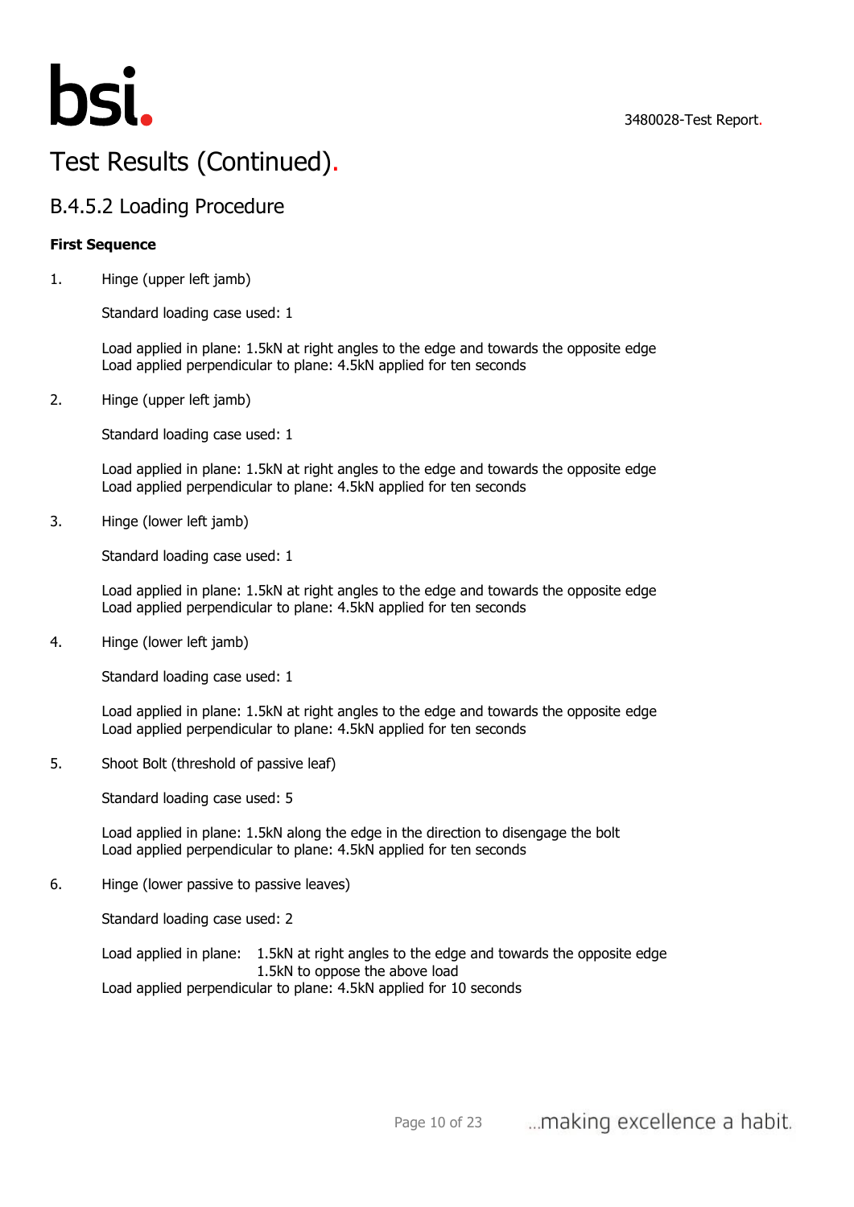# Test Results (Continued).

## B.4.5.2 Loading Procedure

**First Sequence**

1. Hinge (upper left jamb)

   Standard loading case used: 1

   Load applied in plane: 1.5kN at right angles to the edge and towards the opposite edge
   Load applied perpendicular to plane: 4.5kN applied for ten seconds

2. Hinge (upper left jamb)

   Standard loading case used: 1

   Load applied in plane: 1.5kN at right angles to the edge and towards the opposite edge
   Load applied perpendicular to plane: 4.5kN applied for ten seconds

3. Hinge (lower left jamb)

   Standard loading case used: 1

   Load applied in plane: 1.5kN at right angles to the edge and towards the opposite edge
   Load applied perpendicular to plane: 4.5kN applied for ten seconds

4. Hinge (lower left jamb)

   Standard loading case used: 1

   Load applied in plane: 1.5kN at right angles to the edge and towards the opposite edge
   Load applied perpendicular to plane: 4.5kN applied for ten seconds

5. Shoot Bolt (threshold of passive leaf)

   Standard loading case used: 5

   Load applied in plane: 1.5kN along the edge in the direction to disengage the bolt
   Load applied perpendicular to plane: 4.5kN applied for ten seconds

6. Hinge (lower passive to passive leaves)

   Standard loading case used: 2

   Load applied in plane: 1.5kN at right angles to the edge and towards the opposite edge
   1.5kN to oppose the above load
   Load applied perpendicular to plane: 4.5kN applied for 10 seconds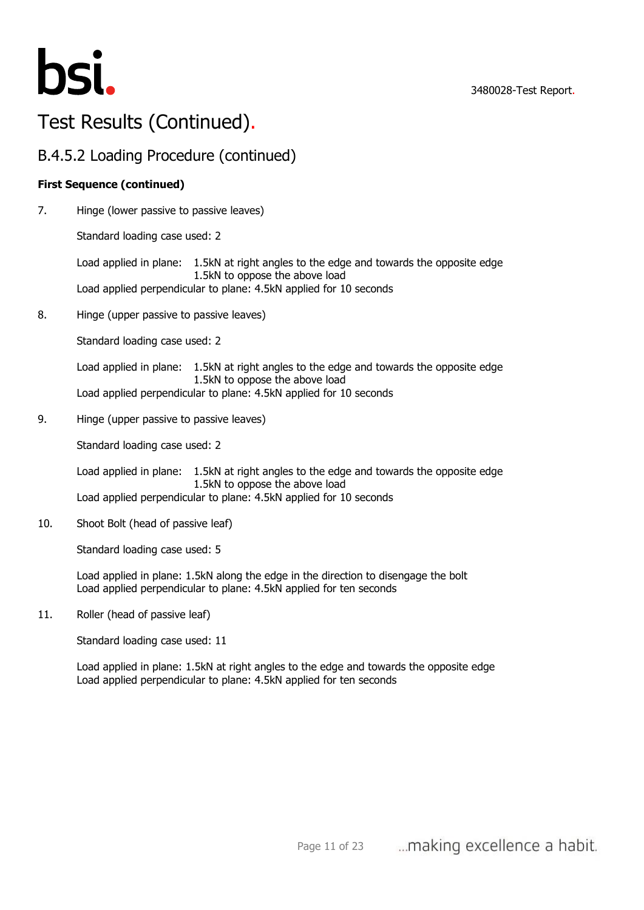# Test Results (Continued).

## B.4.5.2 Loading Procedure (continued)

**First Sequence (continued)**

7. Hinge (lower passive to passive leaves)

   Standard loading case used: 2

   Load applied in plane: 1.5kN at right angles to the edge and towards the opposite edge
   1.5kN to oppose the above load
   Load applied perpendicular to plane: 4.5kN applied for 10 seconds

8. Hinge (upper passive to passive leaves)

   Standard loading case used: 2

   Load applied in plane: 1.5kN at right angles to the edge and towards the opposite edge
   1.5kN to oppose the above load
   Load applied perpendicular to plane: 4.5kN applied for 10 seconds

9. Hinge (upper passive to passive leaves)

   Standard loading case used: 2

   Load applied in plane: 1.5kN at right angles to the edge and towards the opposite edge
   1.5kN to oppose the above load
   Load applied perpendicular to plane: 4.5kN applied for 10 seconds

10. Shoot Bolt (head of passive leaf)

    Standard loading case used: 5

    Load applied in plane: 1.5kN along the edge in the direction to disengage the bolt
    Load applied perpendicular to plane: 4.5kN applied for ten seconds

11. Roller (head of passive leaf)

    Standard loading case used: 11

    Load applied in plane: 1.5kN at right angles to the edge and towards the opposite edge
    Load applied perpendicular to plane: 4.5kN applied for ten seconds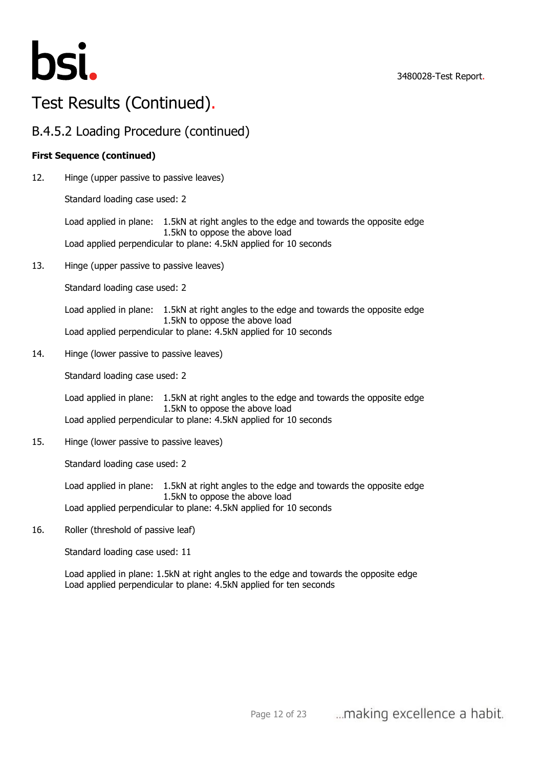# Test Results (Continued).

## B.4.5.2 Loading Procedure (continued)

**First Sequence (continued)**

12. Hinge (upper passive to passive leaves)

    Standard loading case used: 2

    Load applied in plane: 1.5kN at right angles to the edge and towards the opposite edge
    1.5kN to oppose the above load
    Load applied perpendicular to plane: 4.5kN applied for 10 seconds

13. Hinge (upper passive to passive leaves)

    Standard loading case used: 2

    Load applied in plane: 1.5kN at right angles to the edge and towards the opposite edge
    1.5kN to oppose the above load
    Load applied perpendicular to plane: 4.5kN applied for 10 seconds

14. Hinge (lower passive to passive leaves)

    Standard loading case used: 2

    Load applied in plane: 1.5kN at right angles to the edge and towards the opposite edge
    1.5kN to oppose the above load
    Load applied perpendicular to plane: 4.5kN applied for 10 seconds

15. Hinge (lower passive to passive leaves)

    Standard loading case used: 2

    Load applied in plane: 1.5kN at right angles to the edge and towards the opposite edge
    1.5kN to oppose the above load
    Load applied perpendicular to plane: 4.5kN applied for 10 seconds

16. Roller (threshold of passive leaf)

    Standard loading case used: 11

    Load applied in plane: 1.5kN at right angles to the edge and towards the opposite edge
    Load applied perpendicular to plane: 4.5kN applied for ten seconds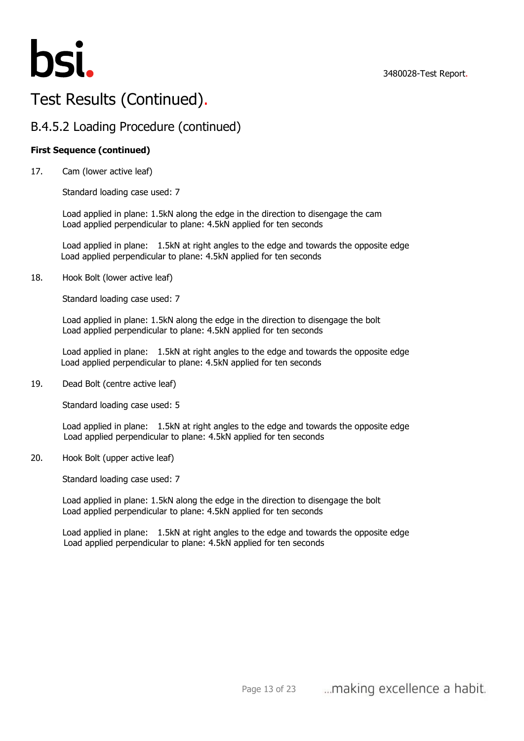# Test Results (Continued).

## B.4.5.2 Loading Procedure (continued)

**First Sequence (continued)**

17. Cam (lower active leaf)

    Standard loading case used: 7

    Load applied in plane: 1.5kN along the edge in the direction to disengage the cam
    Load applied perpendicular to plane: 4.5kN applied for ten seconds

    Load applied in plane: 1.5kN at right angles to the edge and towards the opposite edge
    Load applied perpendicular to plane: 4.5kN applied for ten seconds

18. Hook Bolt (lower active leaf)

    Standard loading case used: 7

    Load applied in plane: 1.5kN along the edge in the direction to disengage the bolt
    Load applied perpendicular to plane: 4.5kN applied for ten seconds

    Load applied in plane: 1.5kN at right angles to the edge and towards the opposite edge
    Load applied perpendicular to plane: 4.5kN applied for ten seconds

19. Dead Bolt (centre active leaf)

    Standard loading case used: 5

    Load applied in plane: 1.5kN at right angles to the edge and towards the opposite edge
    Load applied perpendicular to plane: 4.5kN applied for ten seconds

20. Hook Bolt (upper active leaf)

    Standard loading case used: 7

    Load applied in plane: 1.5kN along the edge in the direction to disengage the bolt
    Load applied perpendicular to plane: 4.5kN applied for ten seconds

    Load applied in plane: 1.5kN at right angles to the edge and towards the opposite edge
    Load applied perpendicular to plane: 4.5kN applied for ten seconds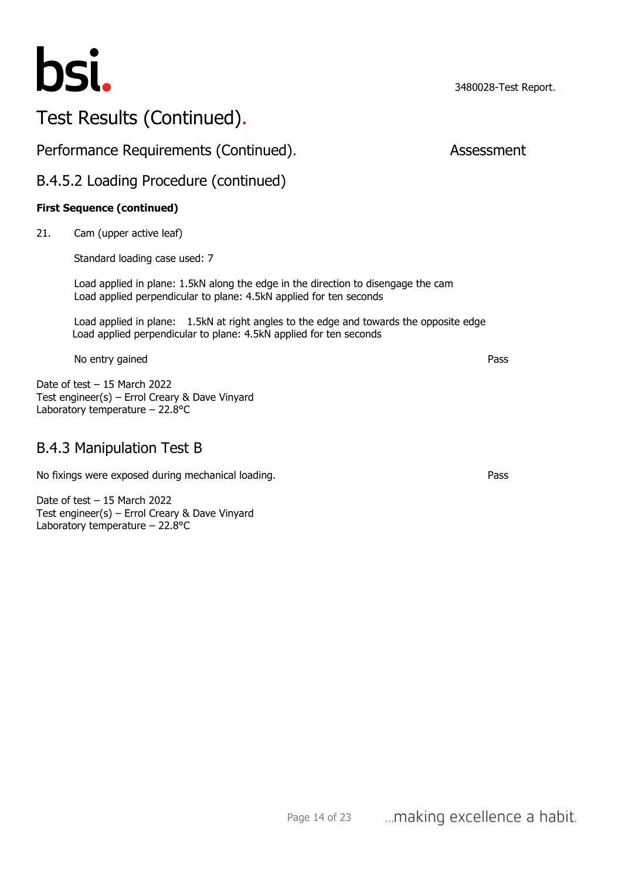# Test Results (Continued).

## Performance Requirements (Continued). Assessment

## B.4.5.2 Loading Procedure (continued)

**First Sequence (continued)**

21. Cam (upper active leaf)

    Standard loading case used: 7

    Load applied in plane: 1.5kN along the edge in the direction to disengage the cam
    Load applied perpendicular to plane: 4.5kN applied for ten seconds

    Load applied in plane: 1.5kN at right angles to the edge and towards the opposite edge
    Load applied perpendicular to plane: 4.5kN applied for ten seconds

    No entry gained — Pass

Date of test – 15 March 2022
Test engineer(s) – Errol Creary & Dave Vinyard
Laboratory temperature – 22.8°C

## B.4.3 Manipulation Test B

No fixings were exposed during mechanical loading. — Pass

Date of test – 15 March 2022
Test engineer(s) – Errol Creary & Dave Vinyard
Laboratory temperature – 22.8°C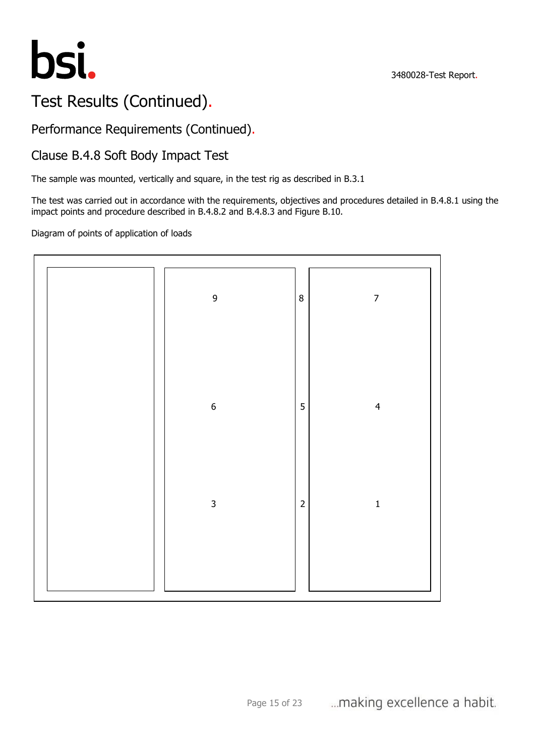# Test Results (Continued).

## Performance Requirements (Continued).

## Clause B.4.8 Soft Body Impact Test

The sample was mounted, vertically and square, in the test rig as described in B.3.1

The test was carried out in accordance with the requirements, objectives and procedures detailed in B.4.8.1 using the impact points and procedure described in B.4.8.2 and B.4.8.3 and Figure B.10.

Diagram of points of application of loads

|  | 9 | 8 | 7 |
| --- | --- | --- | --- |
|  | 6 | 5 | 4 |
|  | 3 | 2 | 1 |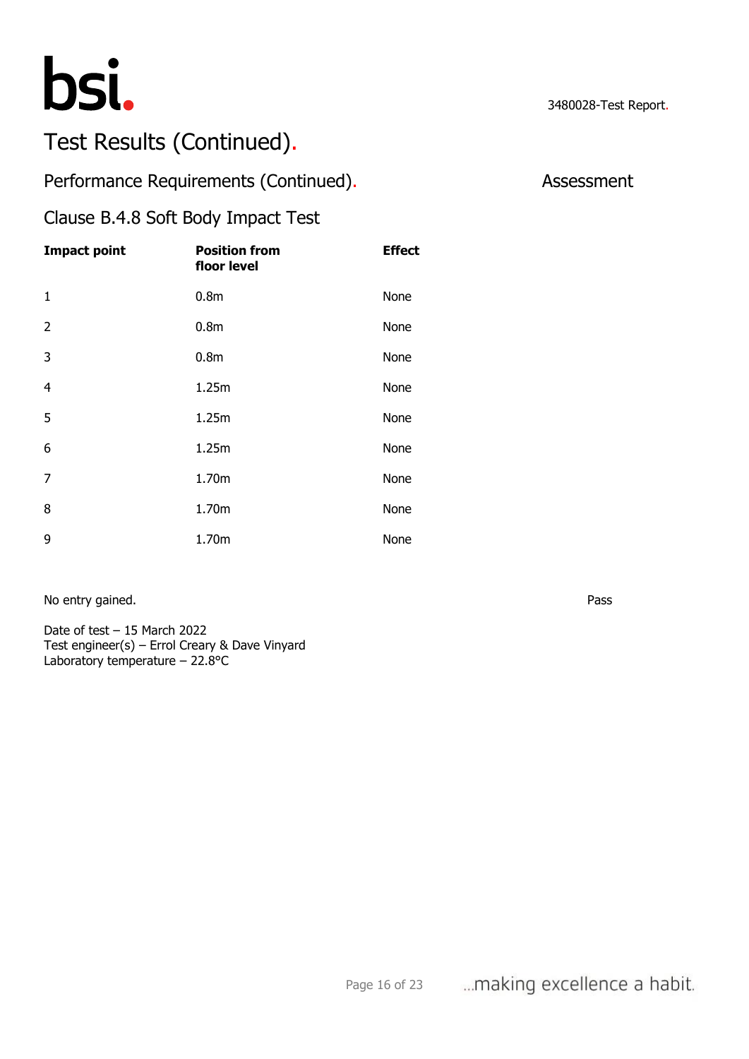# Test Results (Continued).

## Performance Requirements (Continued).

Assessment

### Clause B.4.8 Soft Body Impact Test

| Impact point | Position from floor level | Effect |
|---|---|---|
| 1 | 0.8m | None |
| 2 | 0.8m | None |
| 3 | 0.8m | None |
| 4 | 1.25m | None |
| 5 | 1.25m | None |
| 6 | 1.25m | None |
| 7 | 1.70m | None |
| 8 | 1.70m | None |
| 9 | 1.70m | None |

No entry gained. Pass

Date of test – 15 March 2022
Test engineer(s) – Errol Creary & Dave Vinyard
Laboratory temperature – 22.8°C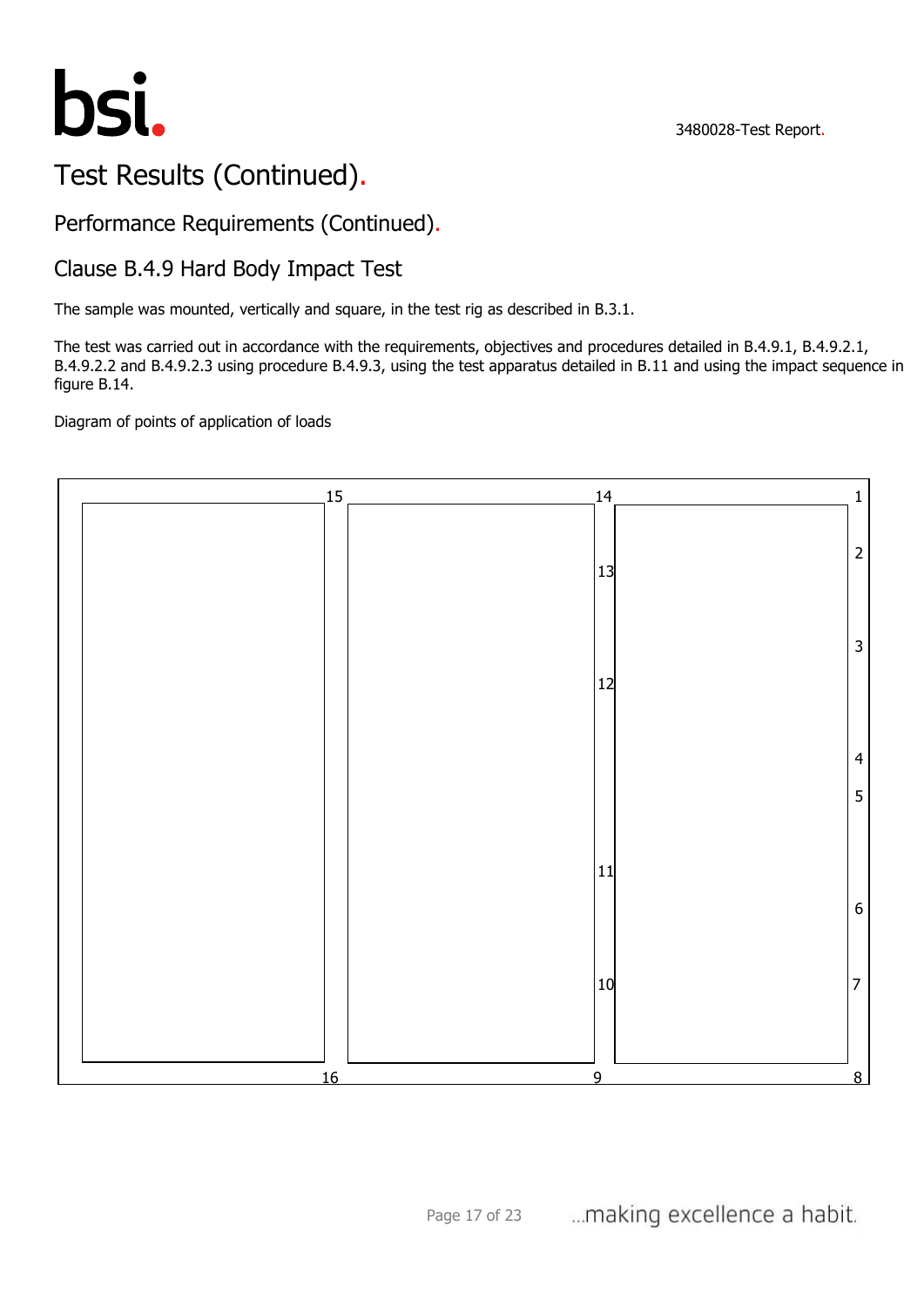# Test Results (Continued).

## Performance Requirements (Continued).

## Clause B.4.9 Hard Body Impact Test

The sample was mounted, vertically and square, in the test rig as described in B.3.1.

The test was carried out in accordance with the requirements, objectives and procedures detailed in B.4.9.1, B.4.9.2.1, B.4.9.2.2 and B.4.9.2.3 using procedure B.4.9.3, using the test apparatus detailed in B.11 and using the impact sequence in figure B.14.

Diagram of points of application of loads

15 14 1

2

13

3

12

4

5

11

6

10 7

16 9 8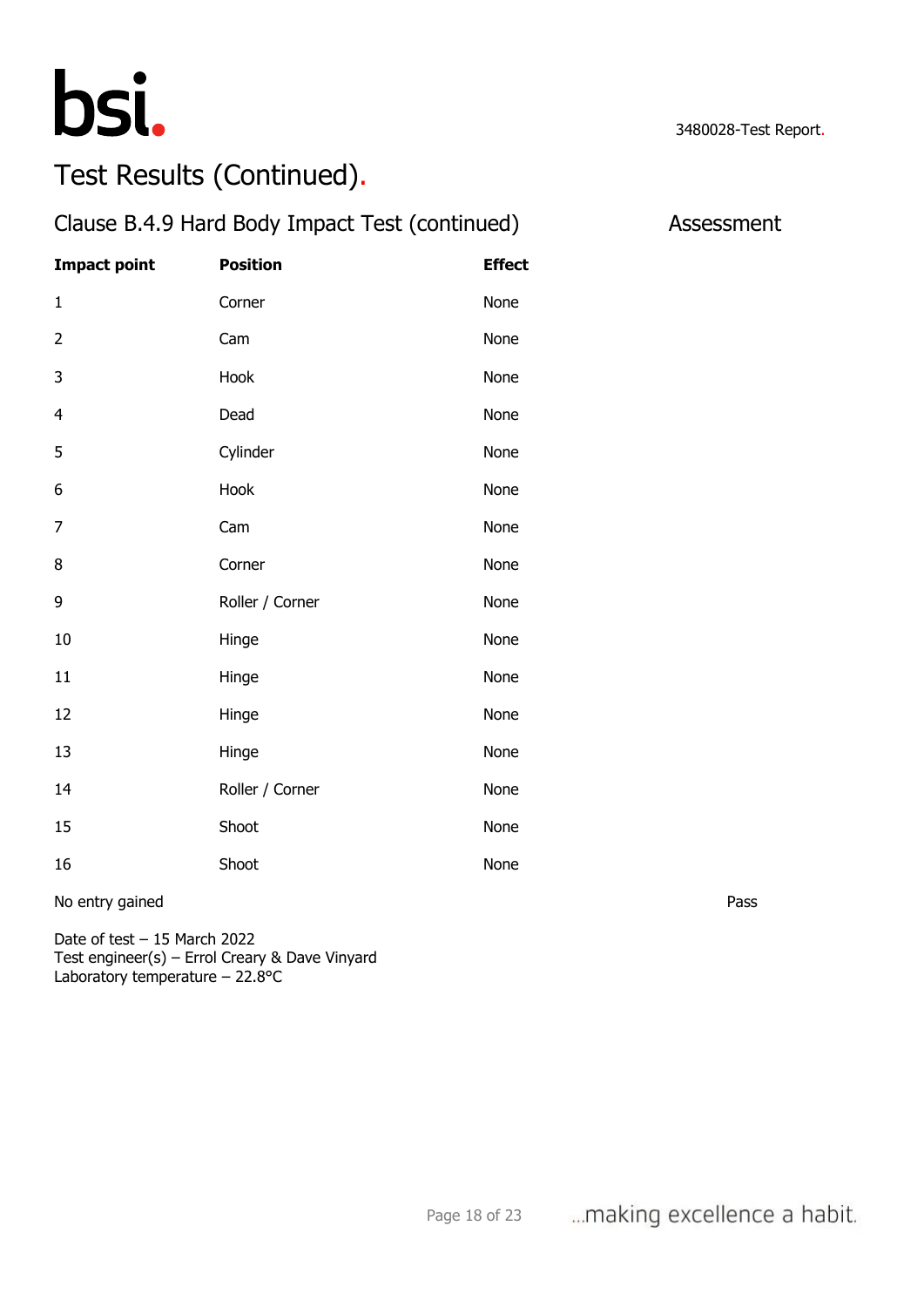# Test Results (Continued).

## Clause B.4.9 Hard Body Impact Test (continued) — Assessment

| Impact point | Position | Effect | |
|---|---|---|---|
| 1 | Corner | None | |
| 2 | Cam | None | |
| 3 | Hook | None | |
| 4 | Dead | None | |
| 5 | Cylinder | None | |
| 6 | Hook | None | |
| 7 | Cam | None | |
| 8 | Corner | None | |
| 9 | Roller / Corner | None | |
| 10 | Hinge | None | |
| 11 | Hinge | None | |
| 12 | Hinge | None | |
| 13 | Hinge | None | |
| 14 | Roller / Corner | None | |
| 15 | Shoot | None | |
| 16 | Shoot | None | |

No entry gained — **Pass**

Date of test – 15 March 2022
Test engineer(s) – Errol Creary & Dave Vinyard
Laboratory temperature – 22.8°C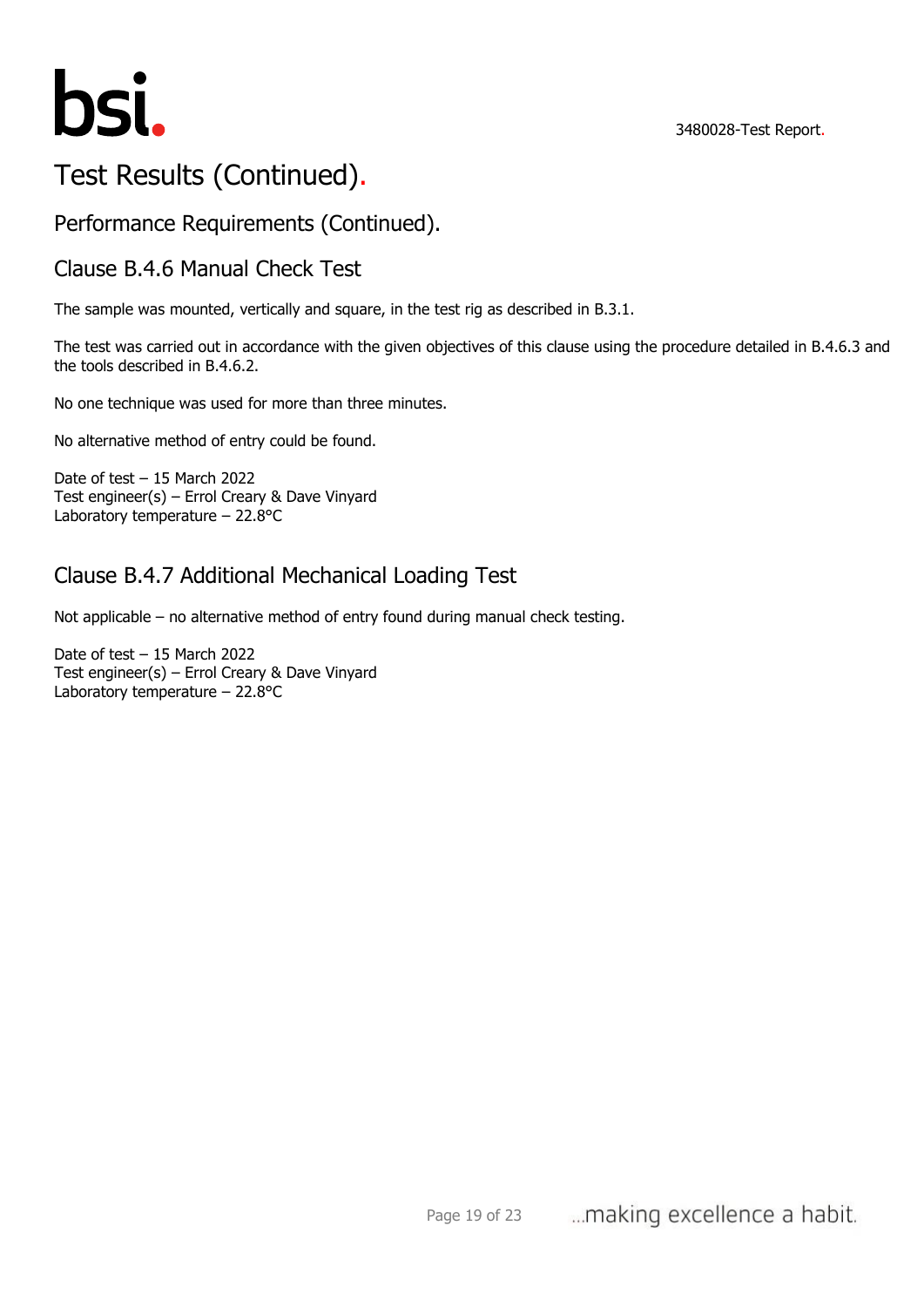# Test Results (Continued).

## Performance Requirements (Continued).

## Clause B.4.6 Manual Check Test

The sample was mounted, vertically and square, in the test rig as described in B.3.1.

The test was carried out in accordance with the given objectives of this clause using the procedure detailed in B.4.6.3 and the tools described in B.4.6.2.

No one technique was used for more than three minutes.

No alternative method of entry could be found.

Date of test – 15 March 2022
Test engineer(s) – Errol Creary & Dave Vinyard
Laboratory temperature – 22.8°C

## Clause B.4.7 Additional Mechanical Loading Test

Not applicable – no alternative method of entry found during manual check testing.

Date of test – 15 March 2022
Test engineer(s) – Errol Creary & Dave Vinyard
Laboratory temperature – 22.8°C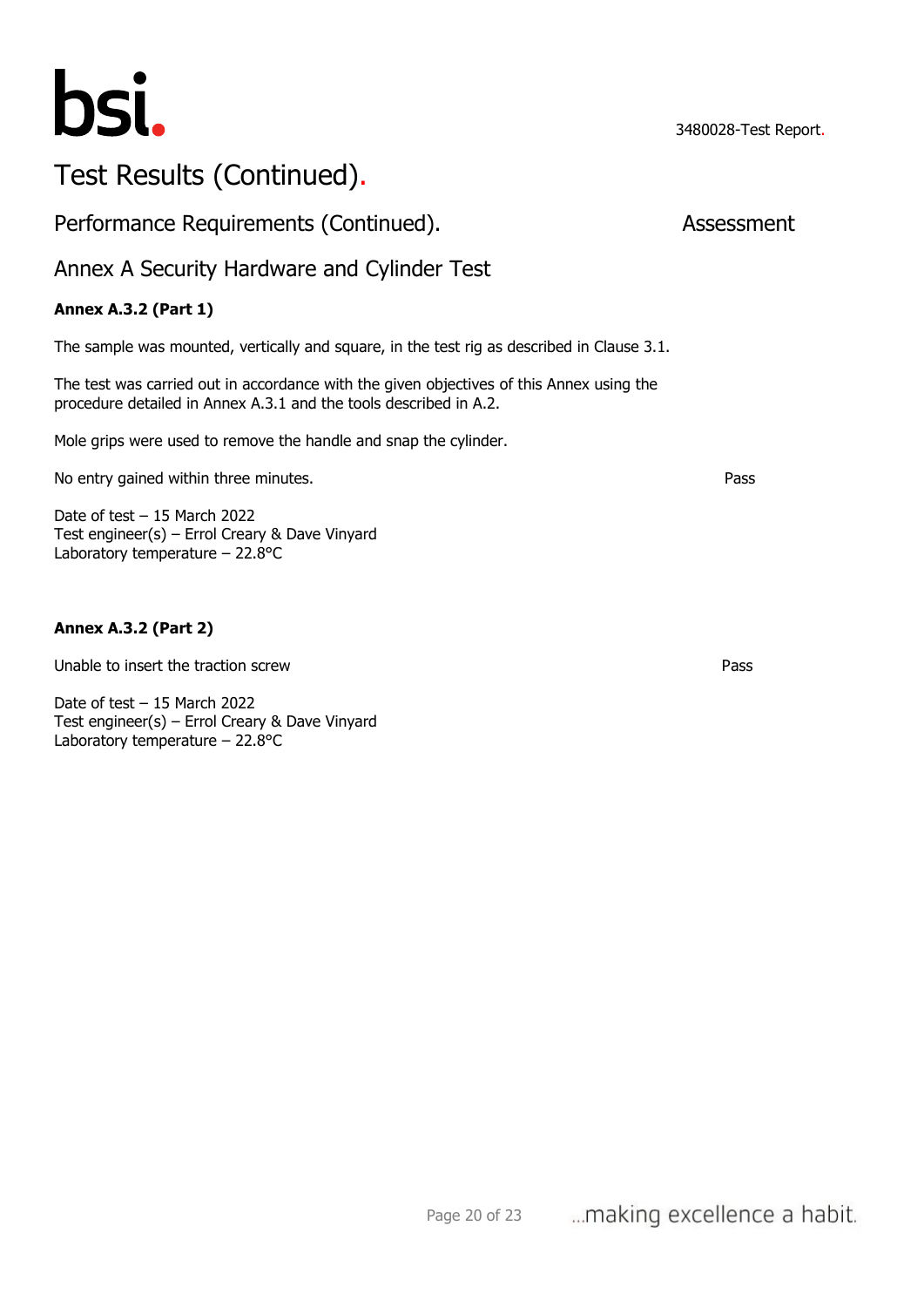# Test Results (Continued).

## Performance Requirements (Continued).

Assessment

## Annex A Security Hardware and Cylinder Test

**Annex A.3.2 (Part 1)**

The sample was mounted, vertically and square, in the test rig as described in Clause 3.1.

The test was carried out in accordance with the given objectives of this Annex using the procedure detailed in Annex A.3.1 and the tools described in A.2.

Mole grips were used to remove the handle and snap the cylinder.

No entry gained within three minutes. — Pass

Date of test – 15 March 2022
Test engineer(s) – Errol Creary & Dave Vinyard
Laboratory temperature – 22.8°C

**Annex A.3.2 (Part 2)**

Unable to insert the traction screw — Pass

Date of test – 15 March 2022
Test engineer(s) – Errol Creary & Dave Vinyard
Laboratory temperature – 22.8°C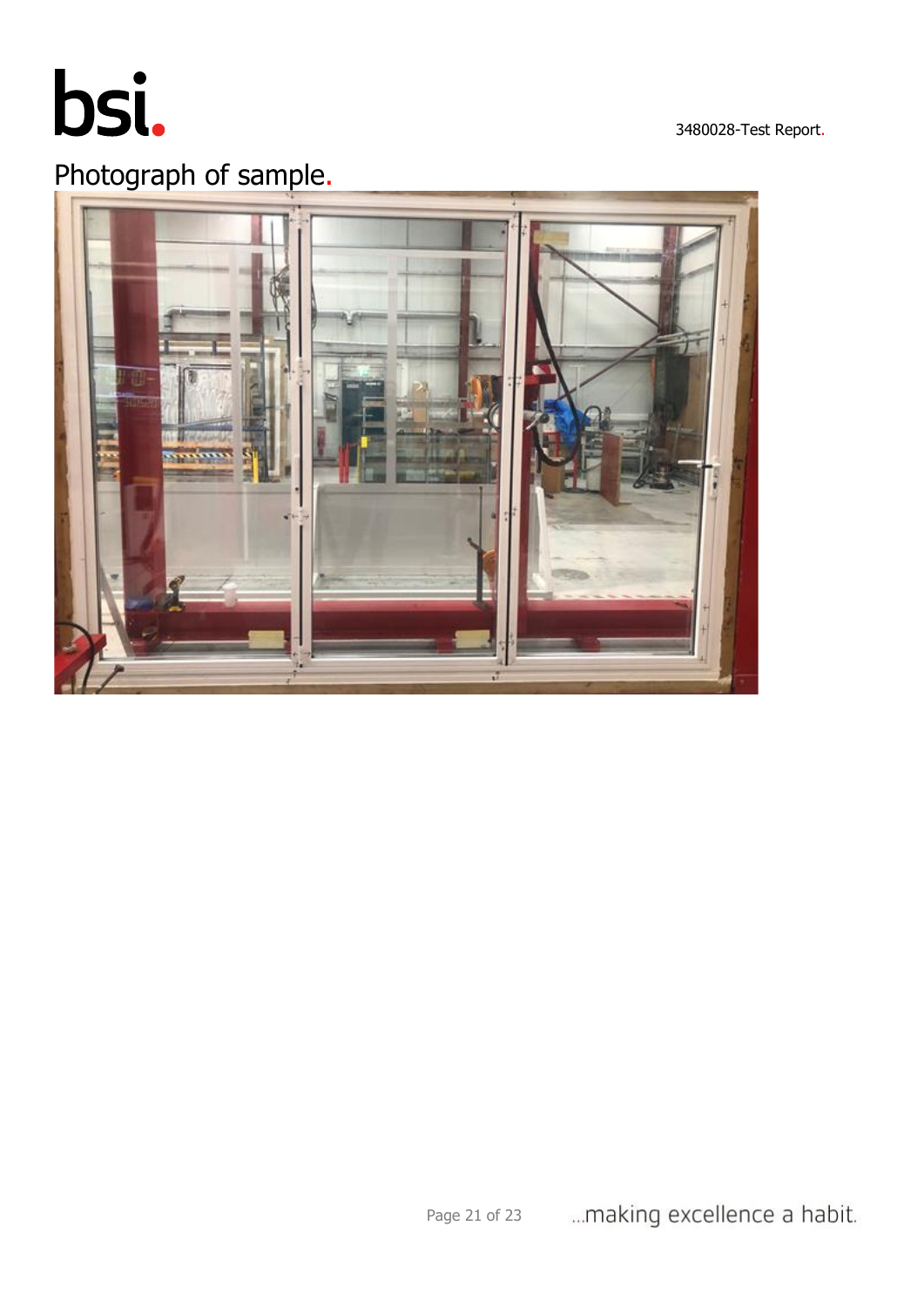# Photograph of sample.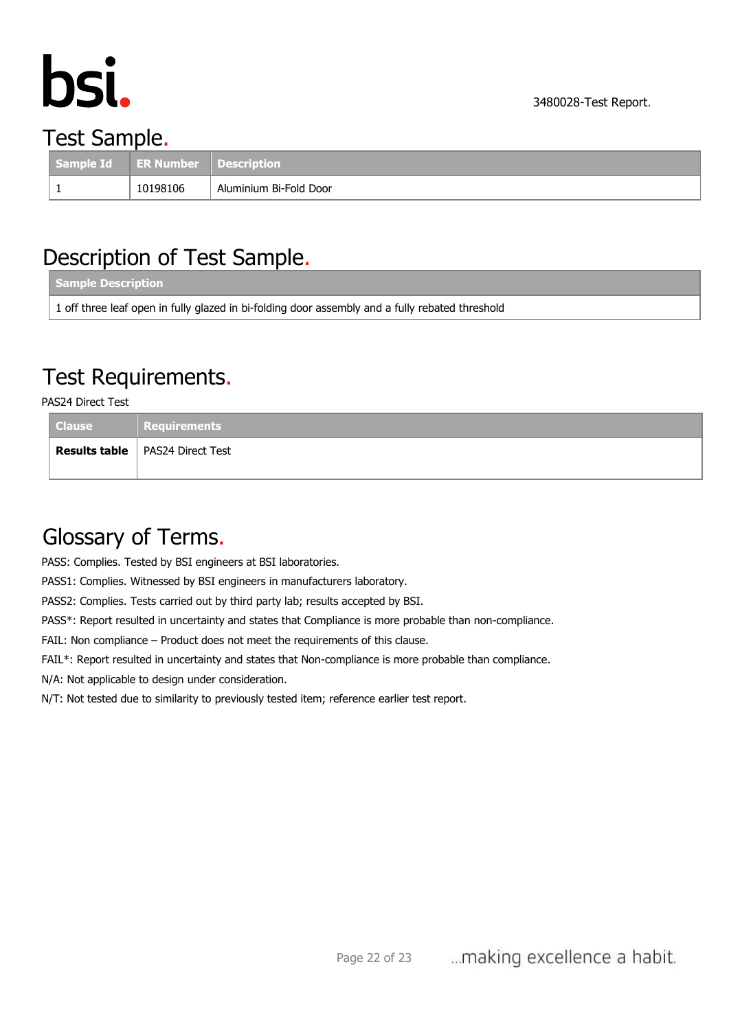## Test Sample.

| Sample Id | ER Number | Description |
| --- | --- | --- |
| 1 | 10198106 | Aluminium Bi-Fold Door |

## Description of Test Sample.

| Sample Description |
| --- |
| 1 off three leaf open in fully glazed in bi-folding door assembly and a fully rebated threshold |

## Test Requirements.

PAS24 Direct Test

| Clause | Requirements |
| --- | --- |
| **Results table** | PAS24 Direct Test |

## Glossary of Terms.

PASS: Complies. Tested by BSI engineers at BSI laboratories.

PASS1: Complies. Witnessed by BSI engineers in manufacturers laboratory.

PASS2: Complies. Tests carried out by third party lab; results accepted by BSI.

PASS*: Report resulted in uncertainty and states that Compliance is more probable than non-compliance.

FAIL: Non compliance – Product does not meet the requirements of this clause.

FAIL*: Report resulted in uncertainty and states that Non-compliance is more probable than compliance.

N/A: Not applicable to design under consideration.

N/T: Not tested due to similarity to previously tested item; reference earlier test report.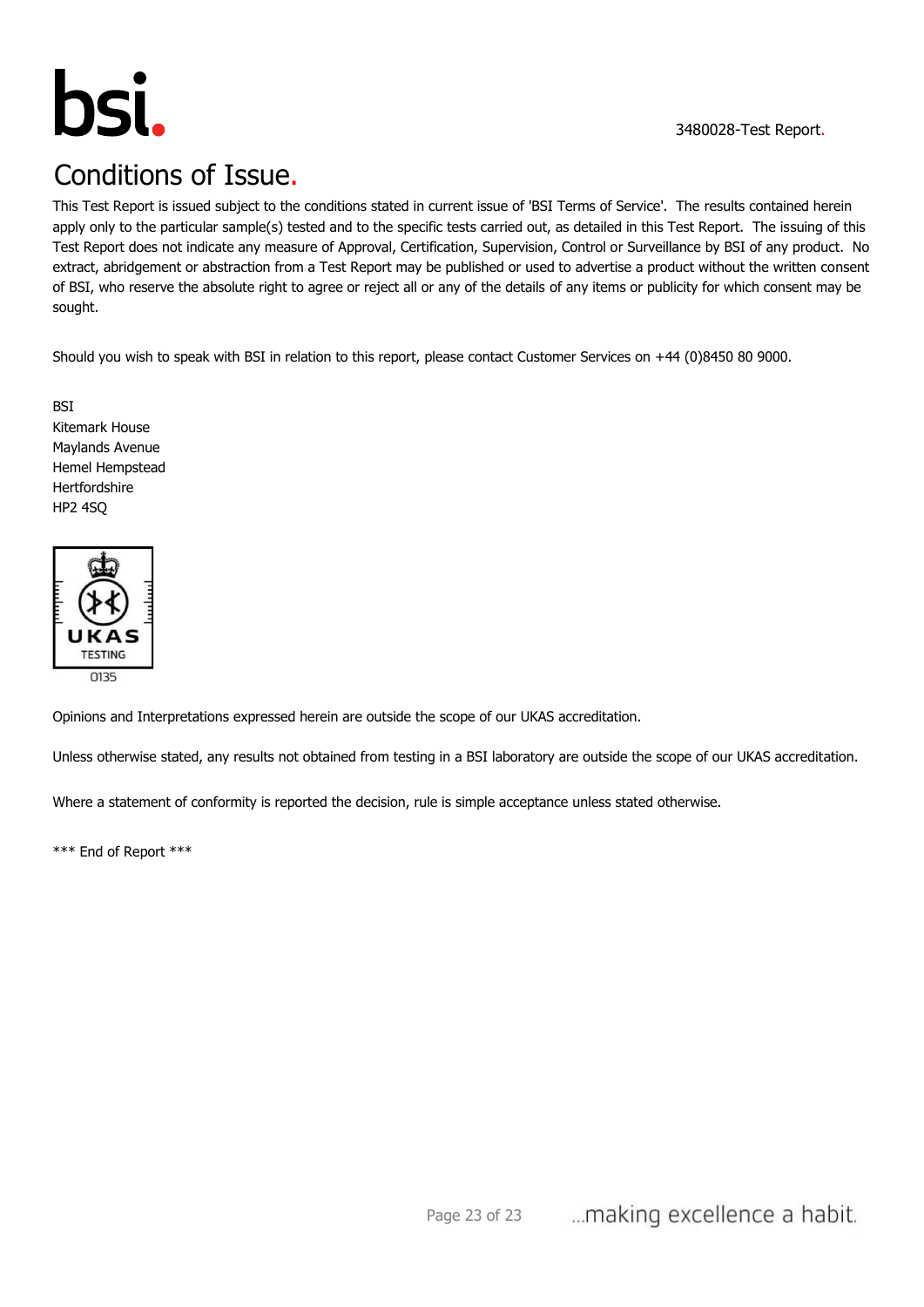# Conditions of Issue.

This Test Report is issued subject to the conditions stated in current issue of 'BSI Terms of Service'. The results contained herein apply only to the particular sample(s) tested and to the specific tests carried out, as detailed in this Test Report. The issuing of this Test Report does not indicate any measure of Approval, Certification, Supervision, Control or Surveillance by BSI of any product. No extract, abridgement or abstraction from a Test Report may be published or used to advertise a product without the written consent of BSI, who reserve the absolute right to agree or reject all or any of the details of any items or publicity for which consent may be sought.

Should you wish to speak with BSI in relation to this report, please contact Customer Services on +44 (0)8450 80 9000.

BSI
Kitemark House
Maylands Avenue
Hemel Hempstead
Hertfordshire
HP2 4SQ

UKAS TESTING
0135

Opinions and Interpretations expressed herein are outside the scope of our UKAS accreditation.

Unless otherwise stated, any results not obtained from testing in a BSI laboratory are outside the scope of our UKAS accreditation.

Where a statement of conformity is reported the decision, rule is simple acceptance unless stated otherwise.

*** End of Report ***